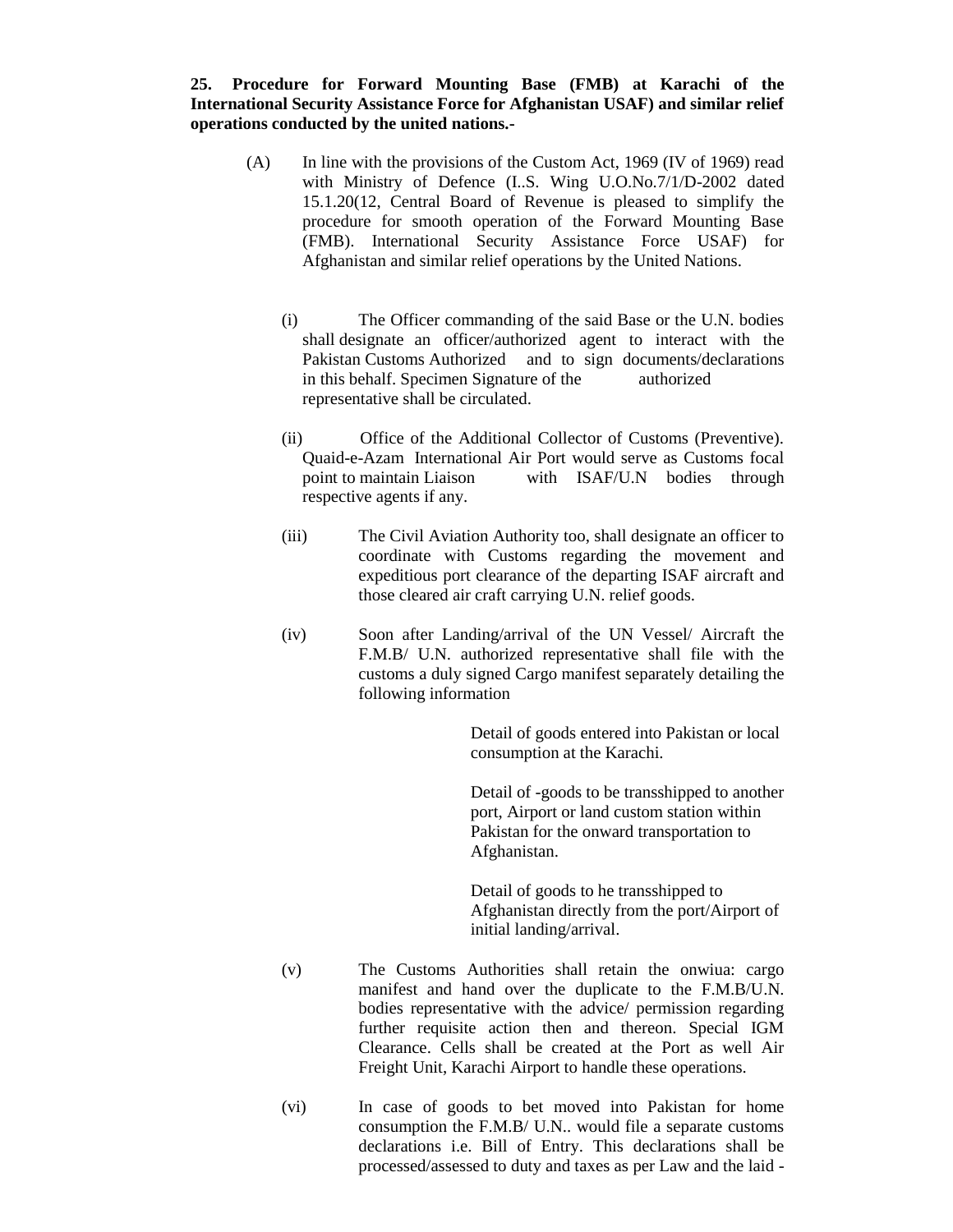**25. Procedure for Forward Mounting Base (FMB) at Karachi of the International Security Assistance Force for Afghanistan USAF) and similar relief operations conducted by the united nations.-**

(A) In line with the provisions of the Custom Act, 1969 (IV of 1969) read with Ministry of Defence (I..S. Wing U.O.No.7/1/D-2002 dated 15.1.20(12, Central Board of Revenue is pleased to simplify the procedure for smooth operation of the Forward Mounting Base (FMB). International Security Assistance Force USAF) for Afghanistan and similar relief operations by the United Nations.

(i) The Officer commanding of the said Base or the U.N. bodies shall designate an officer/authorized agent to interact with the Pakistan Customs Authorized and to sign documents/declarations in this behalf. Specimen Signature of the authorized representative shall be circulated.

(ii) Office of the Additional Collector of Customs (Preventive). Quaid-e-Azam International Air Port would serve as Customs focal point to maintain Liaison with ISAF/U.N bodies through respective agents if any.

(iii) The Civil Aviation Authority too, shall designate an officer to coordinate with Customs regarding the movement and expeditious port clearance of the departing ISAF aircraft and those cleared air craft carrying U.N. relief goods.

(iv) Soon after Landing/arrival of the UN Vessel/ Aircraft the F.M.B/ U.N. authorized representative shall file with the customs a duly signed Cargo manifest separately detailing the following information

Detail of goods entered into Pakistan or local consumption at the Karachi.

Detail of -goods to be transshipped to another port, Airport or land custom station within Pakistan for the onward transportation to Afghanistan.

Detail of goods to he transshipped to Afghanistan directly from the port/Airport of initial landing/arrival.

(v) The Customs Authorities shall retain the onwiua: cargo manifest and hand over the duplicate to the F.M.B/U.N. bodies representative with the advice/ permission regarding further requisite action then and thereon. Special IGM Clearance. Cells shall be created at the Port as well Air Freight Unit, Karachi Airport to handle these operations.

(vi) In case of goods to bet moved into Pakistan for home consumption the F.M.B/ U.N.. would file a separate customs declarations i.e. Bill of Entry. This declarations shall be processed/assessed to duty and taxes as per Law and the laid -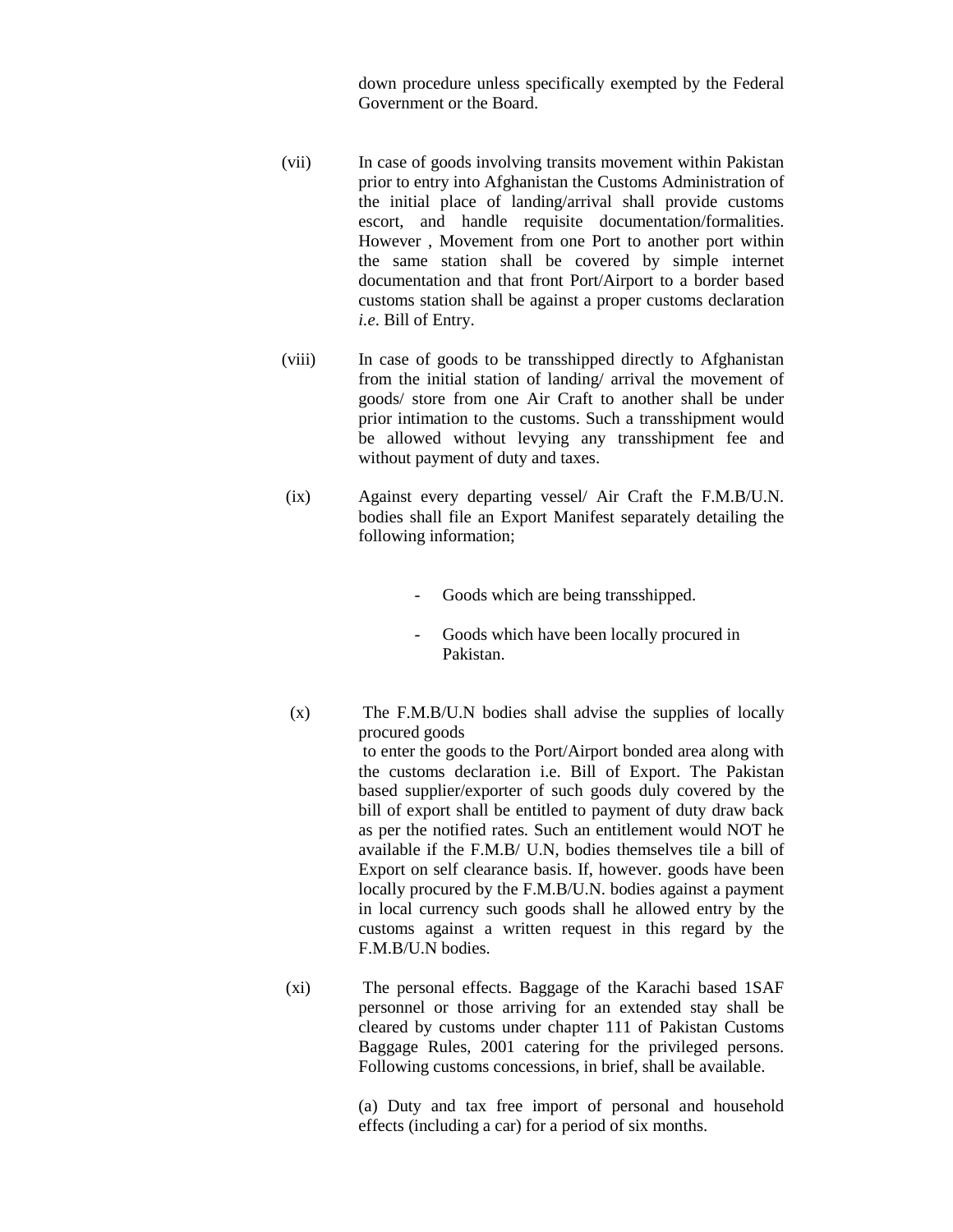down procedure unless specifically exempted by the Federal Government or the Board.

(vii) In case of goods involving transits movement within Pakistan prior to entry into Afghanistan the Customs Administration of the initial place of landing/arrival shall provide customs escort, and handle requisite documentation/formalities. However , Movement from one Port to another port within the same station shall be covered by simple internet documentation and that front Port/Airport to a border based customs station shall be against a proper customs declaration *i.e*. Bill of Entry.

(viii) In case of goods to be transshipped directly to Afghanistan from the initial station of landing/ arrival the movement of goods/ store from one Air Craft to another shall be under prior intimation to the customs. Such a transshipment would be allowed without levying any transshipment fee and without payment of duty and taxes.

(ix) Against every departing vessel/ Air Craft the F.M.B/U.N. bodies shall file an Export Manifest separately detailing the following information;

- Goods which are being transshipped.
- Goods which have been locally procured in Pakistan.

(x) The F.M.B/U.N bodies shall advise the supplies of locally procured goods to enter the goods to the Port/Airport bonded area along with the customs declaration i.e. Bill of Export. The Pakistan based supplier/exporter of such goods duly covered by the bill of export shall be entitled to payment of duty draw back as per the notified rates. Such an entitlement would NOT he available if the F.M.B/ U.N, bodies themselves tile a bill of Export on self clearance basis. If, however. goods have been locally procured by the F.M.B/U.N. bodies against a payment in local currency such goods shall he allowed entry by the customs against a written request in this regard by the F.M.B/U.N bodies.

(xi) The personal effects. Baggage of the Karachi based 1SAF personnel or those arriving for an extended stay shall be cleared by customs under chapter 111 of Pakistan Customs Baggage Rules, 2001 catering for the privileged persons. Following customs concessions, in brief, shall be available.

(a) Duty and tax free import of personal and household effects (including a car) for a period of six months.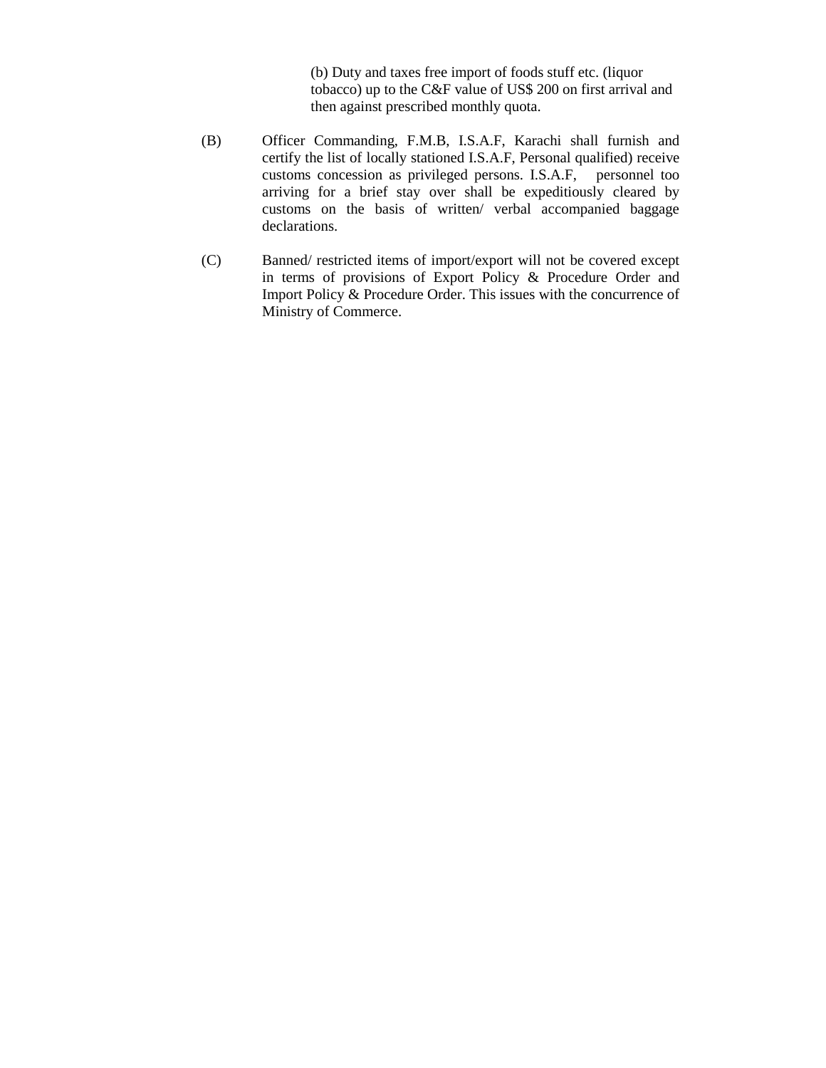(b) Duty and taxes free import of foods stuff etc. (liquor tobacco) up to the C&F value of US$ 200 on first arrival and then against prescribed monthly quota.

(B) Officer Commanding, F.M.B, I.S.A.F, Karachi shall furnish and certify the list of locally stationed I.S.A.F, Personal qualified) receive customs concession as privileged persons. I.S.A.F, personnel too arriving for a brief stay over shall be expeditiously cleared by customs on the basis of written/ verbal accompanied baggage declarations.

(C) Banned/ restricted items of import/export will not be covered except in terms of provisions of Export Policy & Procedure Order and Import Policy & Procedure Order. This issues with the concurrence of Ministry of Commerce.